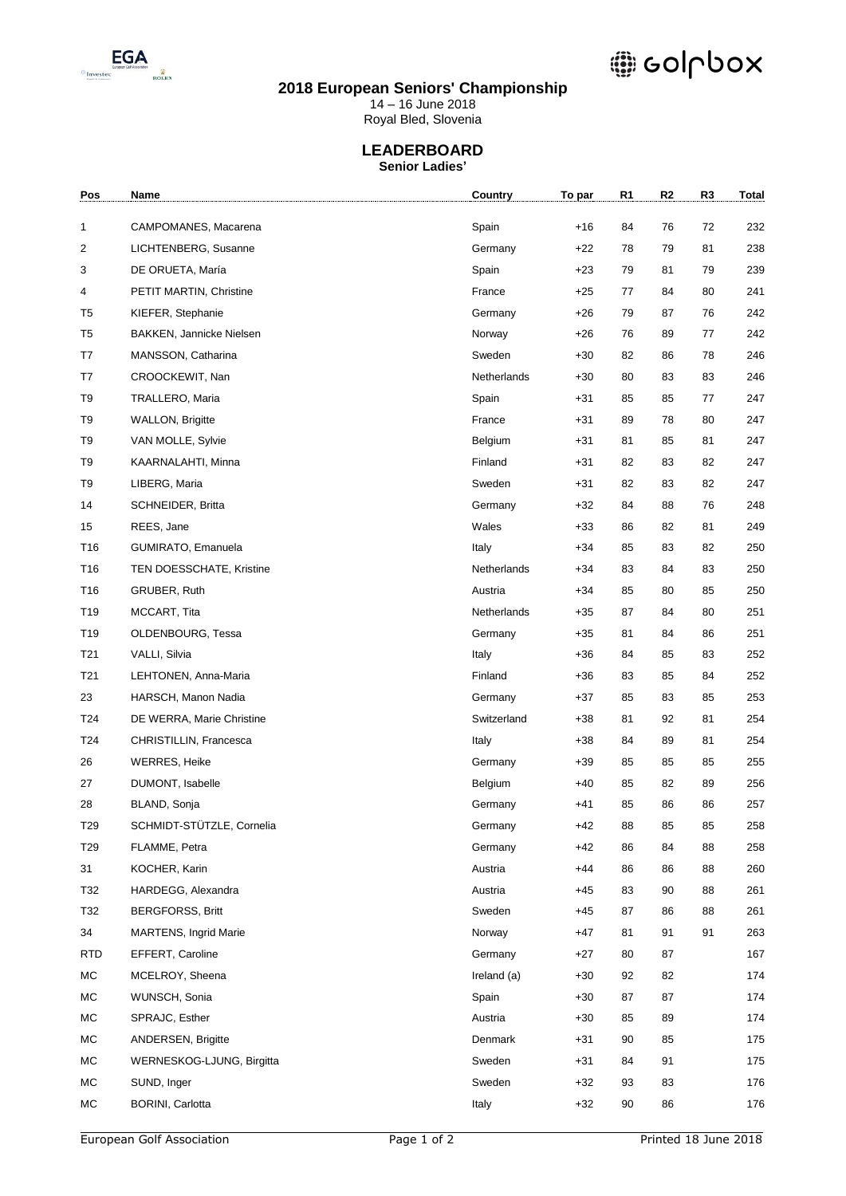# 2018 European Seniors' Championship

14 – 16 June 2018
Royal Bled, Slovenia

## LEADERBOARD

**Senior Ladies'**

| Pos | Name | Country | To par | R1 | R2 | R3 | Total |
|---|---|---|---|---|---|---|---|
| 1 | CAMPOMANES, Macarena | Spain | +16 | 84 | 76 | 72 | 232 |
| 2 | LICHTENBERG, Susanne | Germany | +22 | 78 | 79 | 81 | 238 |
| 3 | DE ORUETA, María | Spain | +23 | 79 | 81 | 79 | 239 |
| 4 | PETIT MARTIN, Christine | France | +25 | 77 | 84 | 80 | 241 |
| T5 | KIEFER, Stephanie | Germany | +26 | 79 | 87 | 76 | 242 |
| T5 | BAKKEN, Jannicke Nielsen | Norway | +26 | 76 | 89 | 77 | 242 |
| T7 | MANSSON, Catharina | Sweden | +30 | 82 | 86 | 78 | 246 |
| T7 | CROOCKEWIT, Nan | Netherlands | +30 | 80 | 83 | 83 | 246 |
| T9 | TRALLERO, Maria | Spain | +31 | 85 | 85 | 77 | 247 |
| T9 | WALLON, Brigitte | France | +31 | 89 | 78 | 80 | 247 |
| T9 | VAN MOLLE, Sylvie | Belgium | +31 | 81 | 85 | 81 | 247 |
| T9 | KAARNALAHTI, Minna | Finland | +31 | 82 | 83 | 82 | 247 |
| T9 | LIBERG, Maria | Sweden | +31 | 82 | 83 | 82 | 247 |
| 14 | SCHNEIDER, Britta | Germany | +32 | 84 | 88 | 76 | 248 |
| 15 | REES, Jane | Wales | +33 | 86 | 82 | 81 | 249 |
| T16 | GUMIRATO, Emanuela | Italy | +34 | 85 | 83 | 82 | 250 |
| T16 | TEN DOESSCHATE, Kristine | Netherlands | +34 | 83 | 84 | 83 | 250 |
| T16 | GRUBER, Ruth | Austria | +34 | 85 | 80 | 85 | 250 |
| T19 | MCCART, Tita | Netherlands | +35 | 87 | 84 | 80 | 251 |
| T19 | OLDENBOURG, Tessa | Germany | +35 | 81 | 84 | 86 | 251 |
| T21 | VALLI, Silvia | Italy | +36 | 84 | 85 | 83 | 252 |
| T21 | LEHTONEN, Anna-Maria | Finland | +36 | 83 | 85 | 84 | 252 |
| 23 | HARSCH, Manon Nadia | Germany | +37 | 85 | 83 | 85 | 253 |
| T24 | DE WERRA, Marie Christine | Switzerland | +38 | 81 | 92 | 81 | 254 |
| T24 | CHRISTILLIN, Francesca | Italy | +38 | 84 | 89 | 81 | 254 |
| 26 | WERRES, Heike | Germany | +39 | 85 | 85 | 85 | 255 |
| 27 | DUMONT, Isabelle | Belgium | +40 | 85 | 82 | 89 | 256 |
| 28 | BLAND, Sonja | Germany | +41 | 85 | 86 | 86 | 257 |
| T29 | SCHMIDT-STÜTZLE, Cornelia | Germany | +42 | 88 | 85 | 85 | 258 |
| T29 | FLAMME, Petra | Germany | +42 | 86 | 84 | 88 | 258 |
| 31 | KOCHER, Karin | Austria | +44 | 86 | 86 | 88 | 260 |
| T32 | HARDEGG, Alexandra | Austria | +45 | 83 | 90 | 88 | 261 |
| T32 | BERGFORSS, Britt | Sweden | +45 | 87 | 86 | 88 | 261 |
| 34 | MARTENS, Ingrid Marie | Norway | +47 | 81 | 91 | 91 | 263 |
| RTD | EFFERT, Caroline | Germany | +27 | 80 | 87 | | 167 |
| MC | MCELROY, Sheena | Ireland (a) | +30 | 92 | 82 | | 174 |
| MC | WUNSCH, Sonia | Spain | +30 | 87 | 87 | | 174 |
| MC | SPRAJC, Esther | Austria | +30 | 85 | 89 | | 174 |
| MC | ANDERSEN, Brigitte | Denmark | +31 | 90 | 85 | | 175 |
| MC | WERNESKOG-LJUNG, Birgitta | Sweden | +31 | 84 | 91 | | 175 |
| MC | SUND, Inger | Sweden | +32 | 93 | 83 | | 176 |
| MC | BORINI, Carlotta | Italy | +32 | 90 | 86 | | 176 |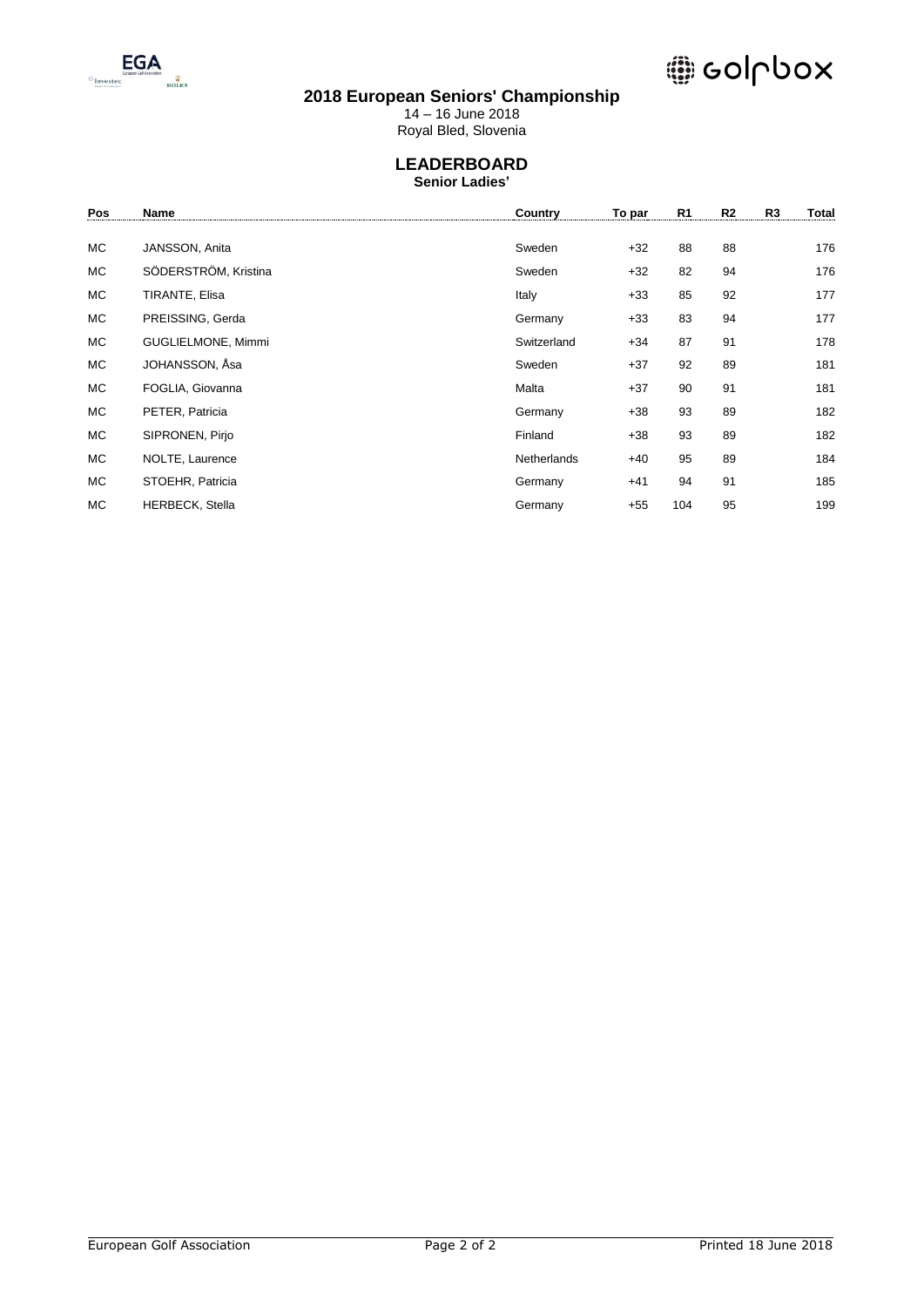# 2018 European Seniors' Championship

14 – 16 June 2018

Royal Bled, Slovenia

## LEADERBOARD

**Senior Ladies'**

| Pos | Name | Country | To par | R1 | R2 | R3 | Total |
|---|---|---|---|---|---|---|---|
| MC | JANSSON, Anita | Sweden | +32 | 88 | 88 | | 176 |
| MC | SÖDERSTRÖM, Kristina | Sweden | +32 | 82 | 94 | | 176 |
| MC | TIRANTE, Elisa | Italy | +33 | 85 | 92 | | 177 |
| MC | PREISSING, Gerda | Germany | +33 | 83 | 94 | | 177 |
| MC | GUGLIELMONE, Mimmi | Switzerland | +34 | 87 | 91 | | 178 |
| MC | JOHANSSON, Åsa | Sweden | +37 | 92 | 89 | | 181 |
| MC | FOGLIA, Giovanna | Malta | +37 | 90 | 91 | | 181 |
| MC | PETER, Patricia | Germany | +38 | 93 | 89 | | 182 |
| MC | SIPRONEN, Pirjo | Finland | +38 | 93 | 89 | | 182 |
| MC | NOLTE, Laurence | Netherlands | +40 | 95 | 89 | | 184 |
| MC | STOEHR, Patricia | Germany | +41 | 94 | 91 | | 185 |
| MC | HERBECK, Stella | Germany | +55 | 104 | 95 | | 199 |